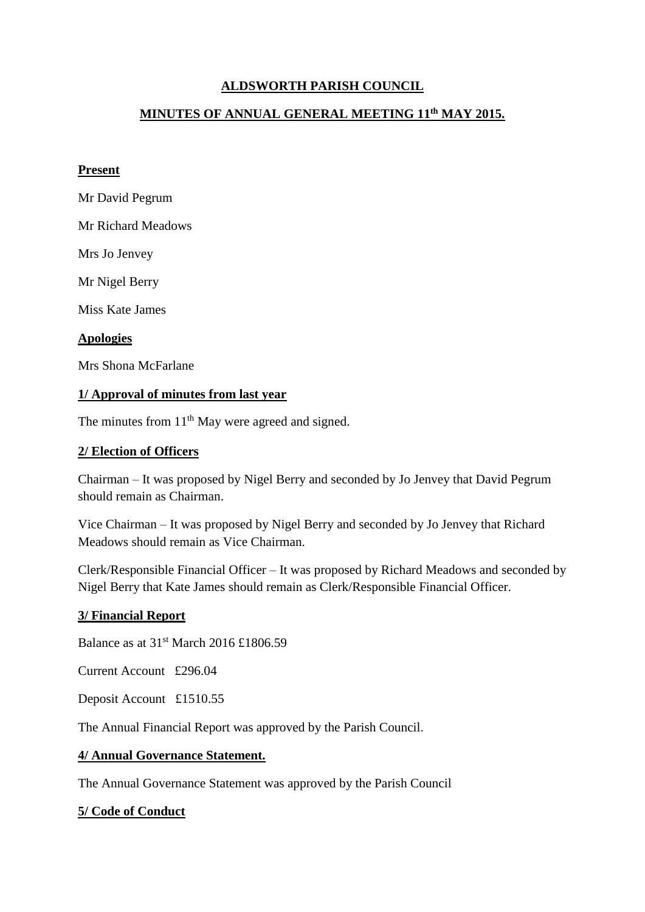# ALDSWORTH PARISH COUNCIL

## MINUTES OF ANNUAL GENERAL MEETING 11th MAY 2015.

**Present**

Mr David Pegrum

Mr Richard Meadows

Mrs Jo Jenvey

Mr Nigel Berry

Miss Kate James

**Apologies**

Mrs Shona McFarlane

**1/ Approval of minutes from last year**

The minutes from 11th May were agreed and signed.

**2/ Election of Officers**

Chairman – It was proposed by Nigel Berry and seconded by Jo Jenvey that David Pegrum should remain as Chairman.

Vice Chairman – It was proposed by Nigel Berry and seconded by Jo Jenvey that Richard Meadows should remain as Vice Chairman.

Clerk/Responsible Financial Officer – It was proposed by Richard Meadows and seconded by Nigel Berry that Kate James should remain as Clerk/Responsible Financial Officer.

**3/ Financial Report**

Balance as at 31st March 2016 £1806.59

Current Account £296.04

Deposit Account £1510.55

The Annual Financial Report was approved by the Parish Council.

**4/ Annual Governance Statement.**

The Annual Governance Statement was approved by the Parish Council

**5/ Code of Conduct**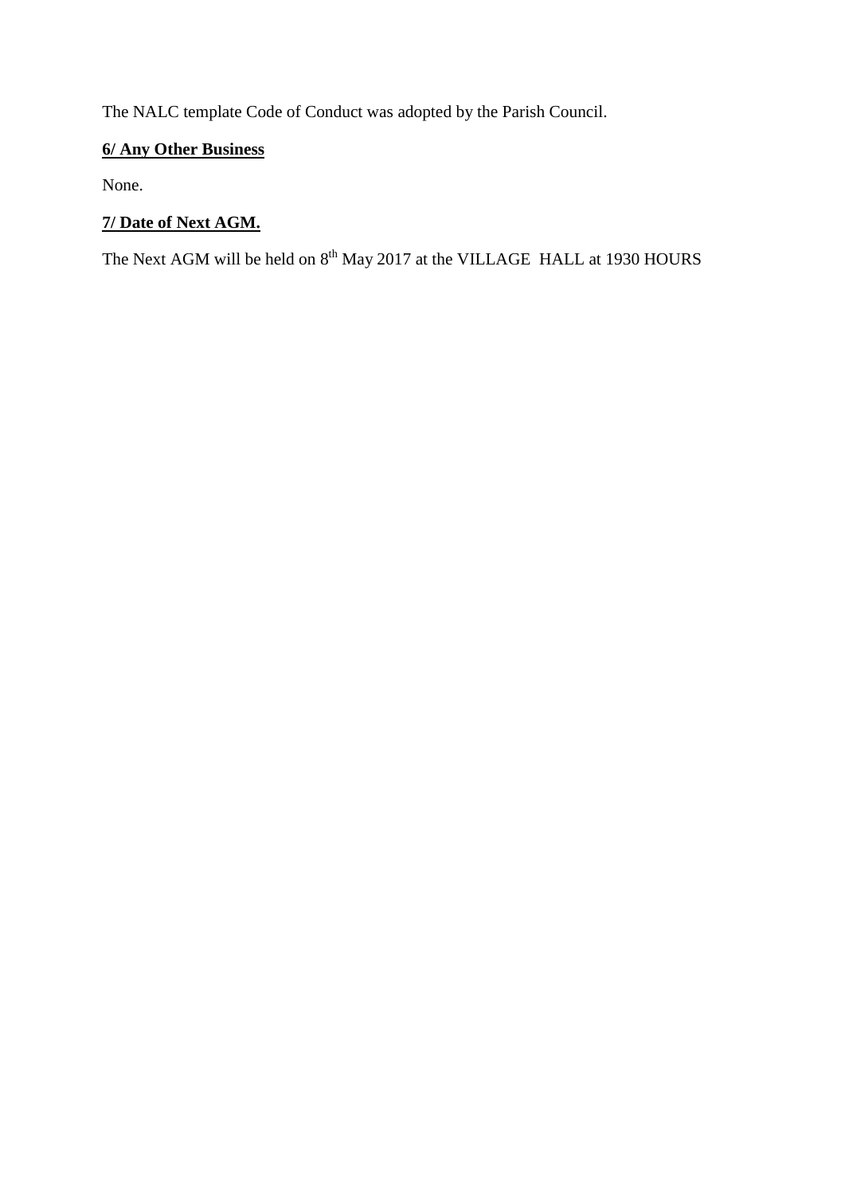The NALC template Code of Conduct was adopted by the Parish Council.

**6/ Any Other Business**

None.

**7/ Date of Next AGM.**

The Next AGM will be held on 8th May 2017 at the VILLAGE HALL at 1930 HOURS